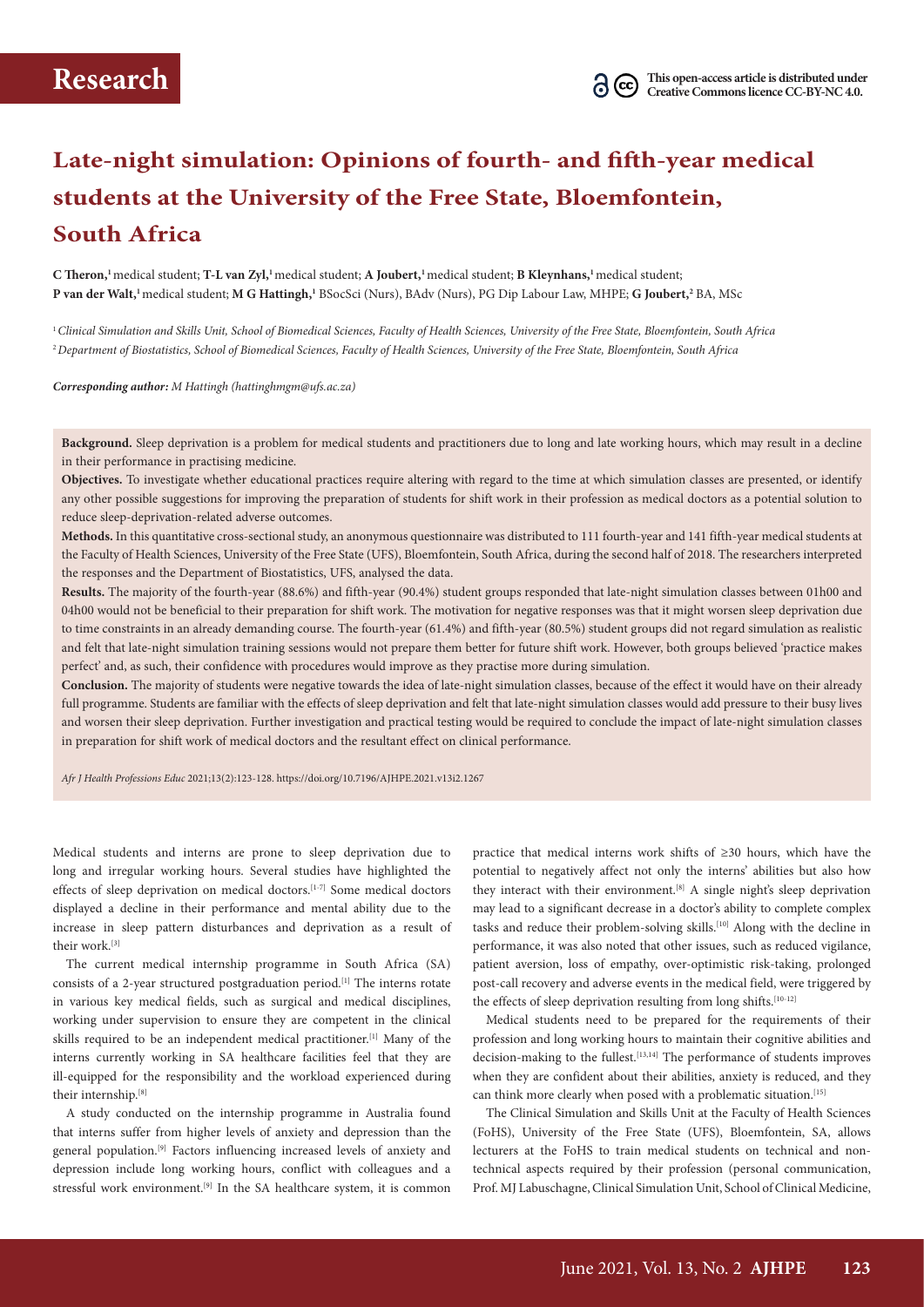# Late-night simulation: Opinions of fourth- and fifth-year medical students at the University of the Free State, Bloemfontein, South Africa

**C Theron,**[1] medical student; **T-L van Zyl,**[1] medical student; **A Joubert,**[1] medical student; **B Kleynhans,**[1] medical student; **P van der Walt,**[1] medical student; **M G Hattingh,**[1] BSocSci (Nurs), BAdv (Nurs), PG Dip Labour Law, MHPE; **G Joubert,**[2] BA, MSc

[1] *Clinical Simulation and Skills Unit, School of Biomedical Sciences, Faculty of Health Sciences, University of the Free State, Bloemfontein, South Africa*
[2] *Department of Biostatistics, School of Biomedical Sciences, Faculty of Health Sciences, University of the Free State, Bloemfontein, South Africa*

***Corresponding author:** M Hattingh (hattinghmgm@ufs.ac.za)*

**Background.** Sleep deprivation is a problem for medical students and practitioners due to long and late working hours, which may result in a decline in their performance in practising medicine.

**Objectives.** To investigate whether educational practices require altering with regard to the time at which simulation classes are presented, or identify any other possible suggestions for improving the preparation of students for shift work in their profession as medical doctors as a potential solution to reduce sleep-deprivation-related adverse outcomes.

**Methods.** In this quantitative cross-sectional study, an anonymous questionnaire was distributed to 111 fourth-year and 141 fifth-year medical students at the Faculty of Health Sciences, University of the Free State (UFS), Bloemfontein, South Africa, during the second half of 2018. The researchers interpreted the responses and the Department of Biostatistics, UFS, analysed the data.

**Results.** The majority of the fourth-year (88.6%) and fifth-year (90.4%) student groups responded that late-night simulation classes between 01h00 and 04h00 would not be beneficial to their preparation for shift work. The motivation for negative responses was that it might worsen sleep deprivation due to time constraints in an already demanding course. The fourth-year (61.4%) and fifth-year (80.5%) student groups did not regard simulation as realistic and felt that late-night simulation training sessions would not prepare them better for future shift work. However, both groups believed 'practice makes perfect' and, as such, their confidence with procedures would improve as they practise more during simulation.

**Conclusion.** The majority of students were negative towards the idea of late-night simulation classes, because of the effect it would have on their already full programme. Students are familiar with the effects of sleep deprivation and felt that late-night simulation classes would add pressure to their busy lives and worsen their sleep deprivation. Further investigation and practical testing would be required to conclude the impact of late-night simulation classes in preparation for shift work of medical doctors and the resultant effect on clinical performance.

*Afr J Health Professions Educ* 2021;13(2):123-128. https://doi.org/10.7196/AJHPE.2021.v13i2.1267

Medical students and interns are prone to sleep deprivation due to long and irregular working hours. Several studies have highlighted the effects of sleep deprivation on medical doctors.[1-7] Some medical doctors displayed a decline in their performance and mental ability due to the increase in sleep pattern disturbances and deprivation as a result of their work.[3]

The current medical internship programme in South Africa (SA) consists of a 2-year structured postgraduation period.[1] The interns rotate in various key medical fields, such as surgical and medical disciplines, working under supervision to ensure they are competent in the clinical skills required to be an independent medical practitioner.[1] Many of the interns currently working in SA healthcare facilities feel that they are ill-equipped for the responsibility and the workload experienced during their internship.[8]

A study conducted on the internship programme in Australia found that interns suffer from higher levels of anxiety and depression than the general population.[9] Factors influencing increased levels of anxiety and depression include long working hours, conflict with colleagues and a stressful work environment.[9] In the SA healthcare system, it is common practice that medical interns work shifts of ≥30 hours, which have the potential to negatively affect not only the interns' abilities but also how they interact with their environment.[8] A single night's sleep deprivation may lead to a significant decrease in a doctor's ability to complete complex tasks and reduce their problem-solving skills.[10] Along with the decline in performance, it was also noted that other issues, such as reduced vigilance, patient aversion, loss of empathy, over-optimistic risk-taking, prolonged post-call recovery and adverse events in the medical field, were triggered by the effects of sleep deprivation resulting from long shifts.[10-12]

Medical students need to be prepared for the requirements of their profession and long working hours to maintain their cognitive abilities and decision-making to the fullest.[13,14] The performance of students improves when they are confident about their abilities, anxiety is reduced, and they can think more clearly when posed with a problematic situation.[15]

The Clinical Simulation and Skills Unit at the Faculty of Health Sciences (FoHS), University of the Free State (UFS), Bloemfontein, SA, allows lecturers at the FoHS to train medical students on technical and non-technical aspects required by their profession (personal communication, Prof. MJ Labuschagne, Clinical Simulation Unit, School of Clinical Medicine,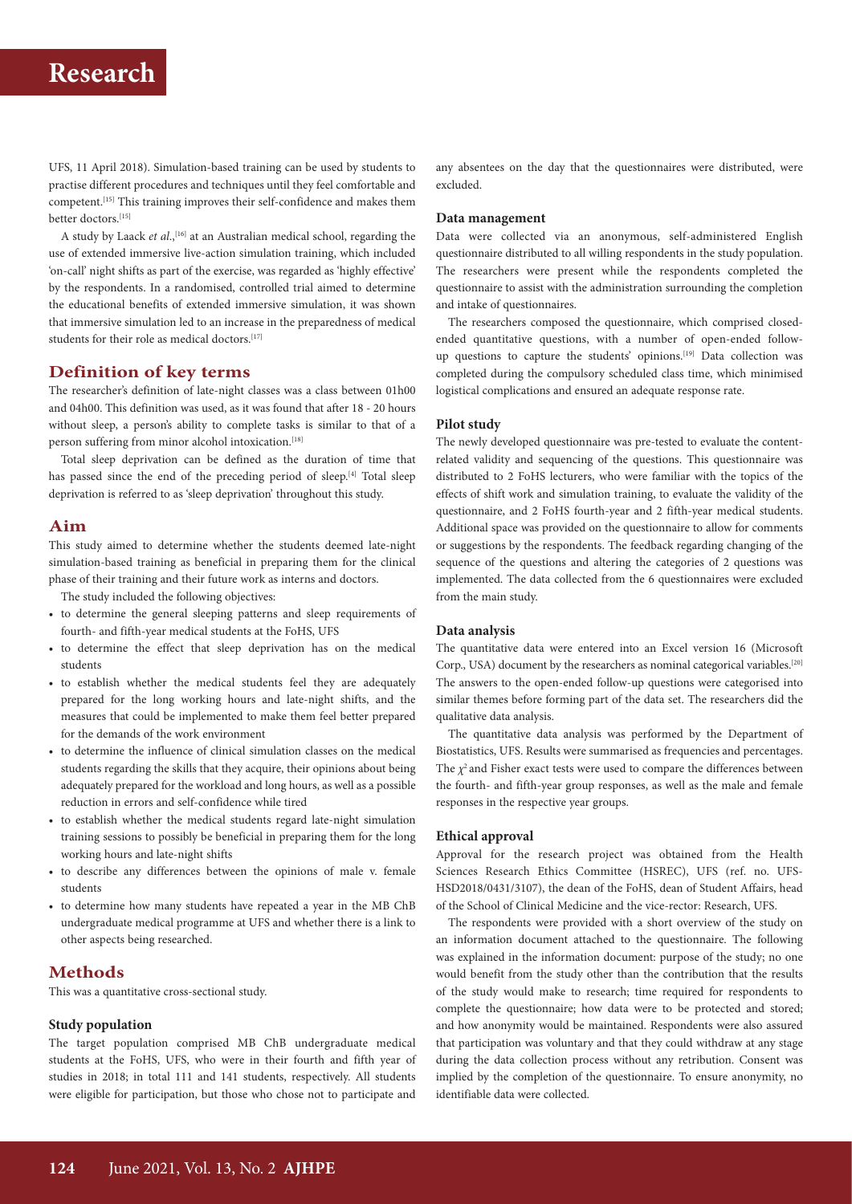UFS, 11 April 2018). Simulation-based training can be used by students to practise different procedures and techniques until they feel comfortable and competent.[15] This training improves their self-confidence and makes them better doctors.[15]

A study by Laack *et al*.,[16] at an Australian medical school, regarding the use of extended immersive live-action simulation training, which included 'on-call' night shifts as part of the exercise, was regarded as 'highly effective' by the respondents. In a randomised, controlled trial aimed to determine the educational benefits of extended immersive simulation, it was shown that immersive simulation led to an increase in the preparedness of medical students for their role as medical doctors.[17]

## Definition of key terms

The researcher's definition of late-night classes was a class between 01h00 and 04h00. This definition was used, as it was found that after 18 - 20 hours without sleep, a person's ability to complete tasks is similar to that of a person suffering from minor alcohol intoxication.[18]

Total sleep deprivation can be defined as the duration of time that has passed since the end of the preceding period of sleep.[4] Total sleep deprivation is referred to as 'sleep deprivation' throughout this study.

## Aim

This study aimed to determine whether the students deemed late-night simulation-based training as beneficial in preparing them for the clinical phase of their training and their future work as interns and doctors.

The study included the following objectives:

- to determine the general sleeping patterns and sleep requirements of fourth- and fifth-year medical students at the FoHS, UFS
- to determine the effect that sleep deprivation has on the medical students
- to establish whether the medical students feel they are adequately prepared for the long working hours and late-night shifts, and the measures that could be implemented to make them feel better prepared for the demands of the work environment
- to determine the influence of clinical simulation classes on the medical students regarding the skills that they acquire, their opinions about being adequately prepared for the workload and long hours, as well as a possible reduction in errors and self-confidence while tired
- to establish whether the medical students regard late-night simulation training sessions to possibly be beneficial in preparing them for the long working hours and late-night shifts
- to describe any differences between the opinions of male v. female students
- to determine how many students have repeated a year in the MB ChB undergraduate medical programme at UFS and whether there is a link to other aspects being researched.

## Methods

This was a quantitative cross-sectional study.

### Study population

The target population comprised MB ChB undergraduate medical students at the FoHS, UFS, who were in their fourth and fifth year of studies in 2018; in total 111 and 141 students, respectively. All students were eligible for participation, but those who chose not to participate and any absentees on the day that the questionnaires were distributed, were excluded.

### Data management

Data were collected via an anonymous, self-administered English questionnaire distributed to all willing respondents in the study population. The researchers were present while the respondents completed the questionnaire to assist with the administration surrounding the completion and intake of questionnaires.

The researchers composed the questionnaire, which comprised closed-ended quantitative questions, with a number of open-ended follow-up questions to capture the students' opinions.[19] Data collection was completed during the compulsory scheduled class time, which minimised logistical complications and ensured an adequate response rate.

### Pilot study

The newly developed questionnaire was pre-tested to evaluate the content-related validity and sequencing of the questions. This questionnaire was distributed to 2 FoHS lecturers, who were familiar with the topics of the effects of shift work and simulation training, to evaluate the validity of the questionnaire, and 2 FoHS fourth-year and 2 fifth-year medical students. Additional space was provided on the questionnaire to allow for comments or suggestions by the respondents. The feedback regarding changing of the sequence of the questions and altering the categories of 2 questions was implemented. The data collected from the 6 questionnaires were excluded from the main study.

### Data analysis

The quantitative data were entered into an Excel version 16 (Microsoft Corp., USA) document by the researchers as nominal categorical variables.[20] The answers to the open-ended follow-up questions were categorised into similar themes before forming part of the data set. The researchers did the qualitative data analysis.

The quantitative data analysis was performed by the Department of Biostatistics, UFS. Results were summarised as frequencies and percentages. The $\chi^2$ and Fisher exact tests were used to compare the differences between the fourth- and fifth-year group responses, as well as the male and female responses in the respective year groups.

### Ethical approval

Approval for the research project was obtained from the Health Sciences Research Ethics Committee (HSREC), UFS (ref. no. UFS-HSD2018/0431/3107), the dean of the FoHS, dean of Student Affairs, head of the School of Clinical Medicine and the vice-rector: Research, UFS.

The respondents were provided with a short overview of the study on an information document attached to the questionnaire. The following was explained in the information document: purpose of the study; no one would benefit from the study other than the contribution that the results of the study would make to research; time required for respondents to complete the questionnaire; how data were to be protected and stored; and how anonymity would be maintained. Respondents were also assured that participation was voluntary and that they could withdraw at any stage during the data collection process without any retribution. Consent was implied by the completion of the questionnaire. To ensure anonymity, no identifiable data were collected.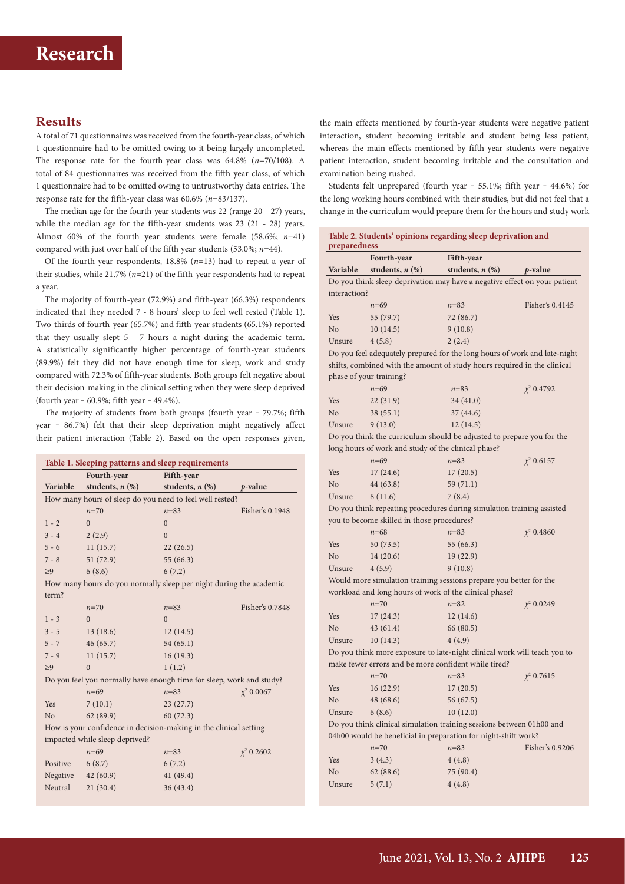## Results

A total of 71 questionnaires was received from the fourth-year class, of which 1 questionnaire had to be omitted owing to it being largely uncompleted. The response rate for the fourth-year class was 64.8% (*n*=70/108). A total of 84 questionnaires was received from the fifth-year class, of which 1 questionnaire had to be omitted owing to untrustworthy data entries. The response rate for the fifth-year class was 60.6% (*n*=83/137).

The median age for the fourth-year students was 22 (range 20 - 27) years, while the median age for the fifth-year students was 23 (21 - 28) years. Almost 60% of the fourth year students were female (58.6%; *n*=41) compared with just over half of the fifth year students (53.0%; *n*=44).

Of the fourth-year respondents, 18.8% (*n*=13) had to repeat a year of their studies, while 21.7% (*n*=21) of the fifth-year respondents had to repeat a year.

The majority of fourth-year (72.9%) and fifth-year (66.3%) respondents indicated that they needed 7 - 8 hours' sleep to feel well rested (Table 1). Two-thirds of fourth-year (65.7%) and fifth-year students (65.1%) reported that they usually slept 5 - 7 hours a night during the academic term. A statistically significantly higher percentage of fourth-year students (89.9%) felt they did not have enough time for sleep, work and study compared with 72.3% of fifth-year students. Both groups felt negative about their decision-making in the clinical setting when they were sleep deprived (fourth year - 60.9%; fifth year - 49.4%).

The majority of students from both groups (fourth year - 79.7%; fifth year - 86.7%) felt that their sleep deprivation might negatively affect their patient interaction (Table 2). Based on the open responses given, the main effects mentioned by fourth-year students were negative patient interaction, student becoming irritable and student being less patient, whereas the main effects mentioned by fifth-year students were negative patient interaction, student becoming irritable and the consultation and examination being rushed.

Students felt unprepared (fourth year - 55.1%; fifth year - 44.6%) for the long working hours combined with their studies, but did not feel that a change in the curriculum would prepare them for the hours and study work

**Table 1. Sleeping patterns and sleep requirements**

| Variable | Fourth-year students, *n* (%) | Fifth-year students, *n* (%) | *p*-value |
|---|---|---|---|
| How many hours of sleep do you need to feel well rested? | | | |
| | *n*=70 | *n*=83 | Fisher's 0.1948 |
| 1 - 2 | 0 | 0 | |
| 3 - 4 | 2 (2.9) | 0 | |
| 5 - 6 | 11 (15.7) | 22 (26.5) | |
| 7 - 8 | 51 (72.9) | 55 (66.3) | |
| ≥9 | 6 (8.6) | 6 (7.2) | |
| How many hours do you normally sleep per night during the academic term? | | | |
| | *n*=70 | *n*=83 | Fisher's 0.7848 |
| 1 - 3 | 0 | 0 | |
| 3 - 5 | 13 (18.6) | 12 (14.5) | |
| 5 - 7 | 46 (65.7) | 54 (65.1) | |
| 7 - 9 | 11 (15.7) | 16 (19.3) | |
| ≥9 | 0 | 1 (1.2) | |
| Do you feel you normally have enough time for sleep, work and study? | | | |
| | *n*=69 | *n*=83 | $\chi^2$ 0.0067 |
| Yes | 7 (10.1) | 23 (27.7) | |
| No | 62 (89.9) | 60 (72.3) | |
| How is your confidence in decision-making in the clinical setting impacted while sleep deprived? | | | |
| | *n*=69 | *n*=83 | $\chi^2$ 0.2602 |
| Positive | 6 (8.7) | 6 (7.2) | |
| Negative | 42 (60.9) | 41 (49.4) | |
| Neutral | 21 (30.4) | 36 (43.4) | |

**Table 2. Students' opinions regarding sleep deprivation and preparedness**

| Variable | Fourth-year students, *n* (%) | Fifth-year students, *n* (%) | *p*-value |
|---|---|---|---|
| Do you think sleep deprivation may have a negative effect on your patient interaction? | | | |
| | *n*=69 | *n*=83 | Fisher's 0.4145 |
| Yes | 55 (79.7) | 72 (86.7) | |
| No | 10 (14.5) | 9 (10.8) | |
| Unsure | 4 (5.8) | 2 (2.4) | |
| Do you feel adequately prepared for the long hours of work and late-night shifts, combined with the amount of study hours required in the clinical phase of your training? | | | |
| | *n*=69 | *n*=83 | $\chi^2$ 0.4792 |
| Yes | 22 (31.9) | 34 (41.0) | |
| No | 38 (55.1) | 37 (44.6) | |
| Unsure | 9 (13.0) | 12 (14.5) | |
| Do you think the curriculum should be adjusted to prepare you for the long hours of work and study of the clinical phase? | | | |
| | *n*=69 | *n*=83 | $\chi^2$ 0.6157 |
| Yes | 17 (24.6) | 17 (20.5) | |
| No | 44 (63.8) | 59 (71.1) | |
| Unsure | 8 (11.6) | 7 (8.4) | |
| Do you think repeating procedures during simulation training assisted you to become skilled in those procedures? | | | |
| | *n*=68 | *n*=83 | $\chi^2$ 0.4860 |
| Yes | 50 (73.5) | 55 (66.3) | |
| No | 14 (20.6) | 19 (22.9) | |
| Unsure | 4 (5.9) | 9 (10.8) | |
| Would more simulation training sessions prepare you better for the workload and long hours of work of the clinical phase? | | | |
| | *n*=70 | *n*=82 | $\chi^2$ 0.0249 |
| Yes | 17 (24.3) | 12 (14.6) | |
| No | 43 (61.4) | 66 (80.5) | |
| Unsure | 10 (14.3) | 4 (4.9) | |
| Do you think more exposure to late-night clinical work will teach you to make fewer errors and be more confident while tired? | | | |
| | *n*=70 | *n*=83 | $\chi^2$ 0.7615 |
| Yes | 16 (22.9) | 17 (20.5) | |
| No | 48 (68.6) | 56 (67.5) | |
| Unsure | 6 (8.6) | 10 (12.0) | |
| Do you think clinical simulation training sessions between 01h00 and 04h00 would be beneficial in preparation for night-shift work? | | | |
| | *n*=70 | *n*=83 | Fisher's 0.9206 |
| Yes | 3 (4.3) | 4 (4.8) | |
| No | 62 (88.6) | 75 (90.4) | |
| Unsure | 5 (7.1) | 4 (4.8) | |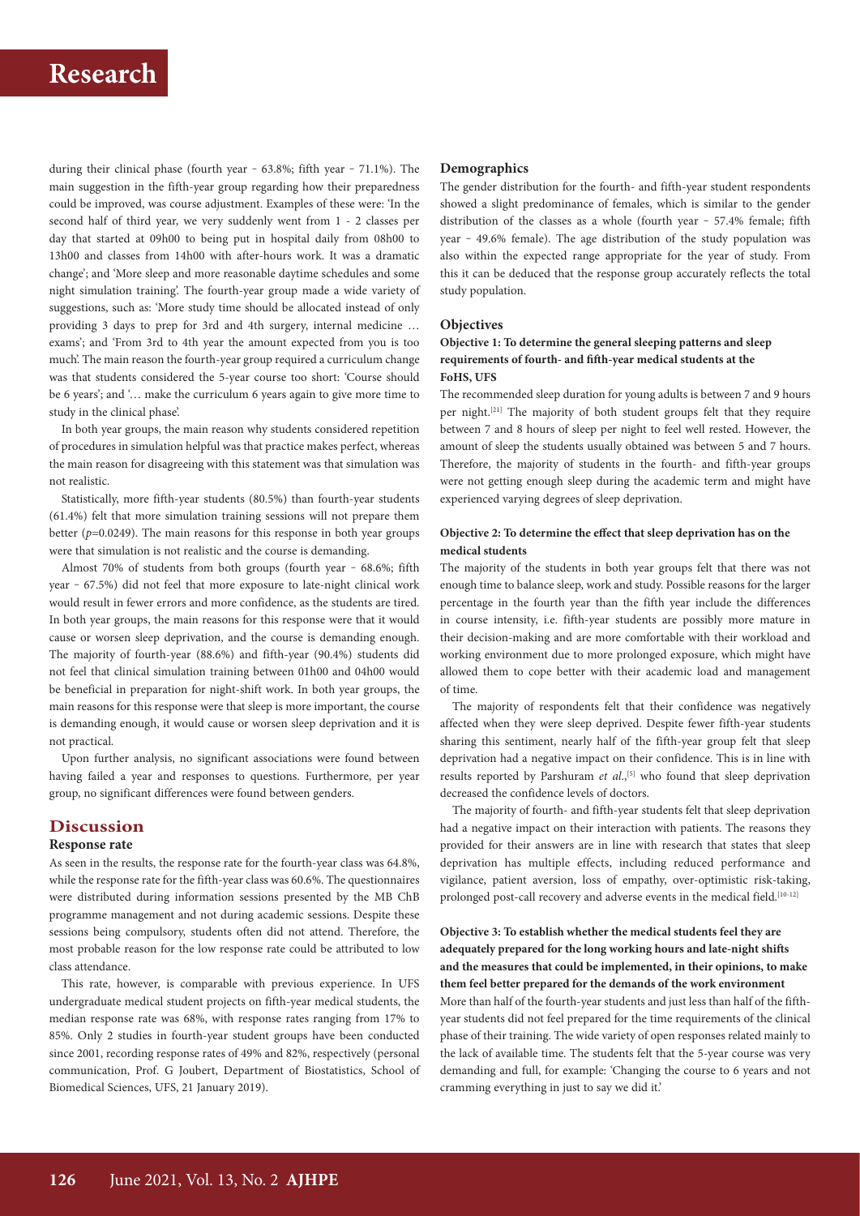during their clinical phase (fourth year – 63.8%; fifth year – 71.1%). The main suggestion in the fifth-year group regarding how their preparedness could be improved, was course adjustment. Examples of these were: 'In the second half of third year, we very suddenly went from 1 - 2 classes per day that started at 09h00 to being put in hospital daily from 08h00 to 13h00 and classes from 14h00 with after-hours work. It was a dramatic change'; and 'More sleep and more reasonable daytime schedules and some night simulation training'. The fourth-year group made a wide variety of suggestions, such as: 'More study time should be allocated instead of only providing 3 days to prep for 3rd and 4th surgery, internal medicine … exams'; and 'From 3rd to 4th year the amount expected from you is too much'. The main reason the fourth-year group required a curriculum change was that students considered the 5-year course too short: 'Course should be 6 years'; and '… make the curriculum 6 years again to give more time to study in the clinical phase'.

In both year groups, the main reason why students considered repetition of procedures in simulation helpful was that practice makes perfect, whereas the main reason for disagreeing with this statement was that simulation was not realistic.

Statistically, more fifth-year students (80.5%) than fourth-year students (61.4%) felt that more simulation training sessions will not prepare them better ($p$=0.0249). The main reasons for this response in both year groups were that simulation is not realistic and the course is demanding.

Almost 70% of students from both groups (fourth year – 68.6%; fifth year – 67.5%) did not feel that more exposure to late-night clinical work would result in fewer errors and more confidence, as the students are tired. In both year groups, the main reasons for this response were that it would cause or worsen sleep deprivation, and the course is demanding enough. The majority of fourth-year (88.6%) and fifth-year (90.4%) students did not feel that clinical simulation training between 01h00 and 04h00 would be beneficial in preparation for night-shift work. In both year groups, the main reasons for this response were that sleep is more important, the course is demanding enough, it would cause or worsen sleep deprivation and it is not practical.

Upon further analysis, no significant associations were found between having failed a year and responses to questions. Furthermore, per year group, no significant differences were found between genders.

## Discussion

### Response rate

As seen in the results, the response rate for the fourth-year class was 64.8%, while the response rate for the fifth-year class was 60.6%. The questionnaires were distributed during information sessions presented by the MB ChB programme management and not during academic sessions. Despite these sessions being compulsory, students often did not attend. Therefore, the most probable reason for the low response rate could be attributed to low class attendance.

This rate, however, is comparable with previous experience. In UFS undergraduate medical student projects on fifth-year medical students, the median response rate was 68%, with response rates ranging from 17% to 85%. Only 2 studies in fourth-year student groups have been conducted since 2001, recording response rates of 49% and 82%, respectively (personal communication, Prof. G Joubert, Department of Biostatistics, School of Biomedical Sciences, UFS, 21 January 2019).

### Demographics

The gender distribution for the fourth- and fifth-year student respondents showed a slight predominance of females, which is similar to the gender distribution of the classes as a whole (fourth year – 57.4% female; fifth year – 49.6% female). The age distribution of the study population was also within the expected range appropriate for the year of study. From this it can be deduced that the response group accurately reflects the total study population.

### Objectives

#### Objective 1: To determine the general sleeping patterns and sleep requirements of fourth- and fifth-year medical students at the FoHS, UFS

The recommended sleep duration for young adults is between 7 and 9 hours per night.[21] The majority of both student groups felt that they require between 7 and 8 hours of sleep per night to feel well rested. However, the amount of sleep the students usually obtained was between 5 and 7 hours. Therefore, the majority of students in the fourth- and fifth-year groups were not getting enough sleep during the academic term and might have experienced varying degrees of sleep deprivation.

#### Objective 2: To determine the effect that sleep deprivation has on the medical students

The majority of the students in both year groups felt that there was not enough time to balance sleep, work and study. Possible reasons for the larger percentage in the fourth year than the fifth year include the differences in course intensity, i.e. fifth-year students are possibly more mature in their decision-making and are more comfortable with their workload and working environment due to more prolonged exposure, which might have allowed them to cope better with their academic load and management of time.

The majority of respondents felt that their confidence was negatively affected when they were sleep deprived. Despite fewer fifth-year students sharing this sentiment, nearly half of the fifth-year group felt that sleep deprivation had a negative impact on their confidence. This is in line with results reported by Parshuram *et al.*,[5] who found that sleep deprivation decreased the confidence levels of doctors.

The majority of fourth- and fifth-year students felt that sleep deprivation had a negative impact on their interaction with patients. The reasons they provided for their answers are in line with research that states that sleep deprivation has multiple effects, including reduced performance and vigilance, patient aversion, loss of empathy, over-optimistic risk-taking, prolonged post-call recovery and adverse events in the medical field.[10-12]

#### Objective 3: To establish whether the medical students feel they are adequately prepared for the long working hours and late-night shifts and the measures that could be implemented, in their opinions, to make them feel better prepared for the demands of the work environment

More than half of the fourth-year students and just less than half of the fifth-year students did not feel prepared for the time requirements of the clinical phase of their training. The wide variety of open responses related mainly to the lack of available time. The students felt that the 5-year course was very demanding and full, for example: 'Changing the course to 6 years and not cramming everything in just to say we did it.'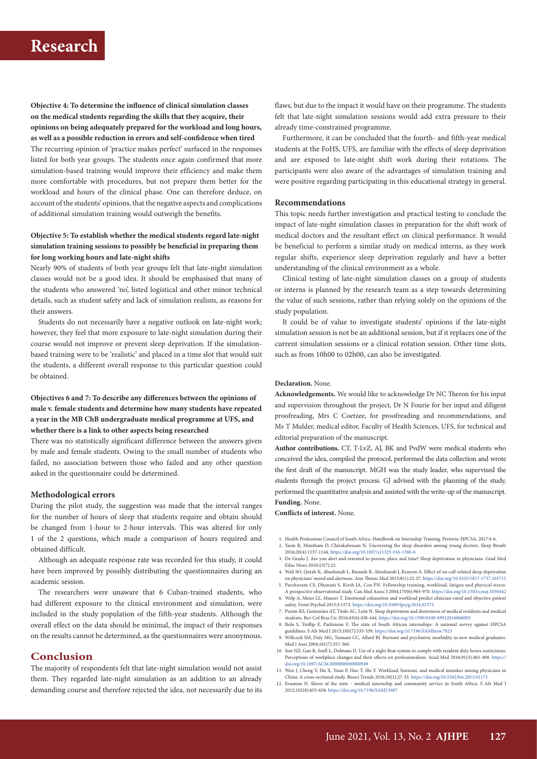**Objective 4: To determine the influence of clinical simulation classes on the medical students regarding the skills that they acquire, their opinions on being adequately prepared for the workload and long hours, as well as a possible reduction in errors and self-confidence when tired**

The recurring opinion of 'practice makes perfect' surfaced in the responses listed for both year groups. The students once again confirmed that more simulation-based training would improve their efficiency and make them more comfortable with procedures, but not prepare them better for the workload and hours of the clinical phase. One can therefore deduce, on account of the students' opinions, that the negative aspects and complications of additional simulation training would outweigh the benefits.

**Objective 5: To establish whether the medical students regard late-night simulation training sessions to possibly be beneficial in preparing them for long working hours and late-night shifts**

Nearly 90% of students of both year groups felt that late-night simulation classes would not be a good idea. It should be emphasised that many of the students who answered 'no', listed logistical and other minor technical details, such as student safety and lack of simulation realism, as reasons for their answers.

Students do not necessarily have a negative outlook on late-night work; however, they feel that more exposure to late-night simulation during their course would not improve or prevent sleep deprivation. If the simulation-based training were to be 'realistic' and placed in a time slot that would suit the students, a different overall response to this particular question could be obtained.

**Objectives 6 and 7: To describe any differences between the opinions of male v. female students and determine how many students have repeated a year in the MB ChB undergraduate medical programme at UFS, and whether there is a link to other aspects being researched**

There was no statistically significant difference between the answers given by male and female students. Owing to the small number of students who failed, no association between those who failed and any other question asked in the questionnaire could be determined.

### Methodological errors

During the pilot study, the suggestion was made that the interval ranges for the number of hours of sleep that students require and obtain should be changed from 1-hour to 2-hour intervals. This was altered for only 1 of the 2 questions, which made a comparison of hours required and obtained difficult.

Although an adequate response rate was recorded for this study, it could have been improved by possibly distributing the questionnaires during an academic session.

The researchers were unaware that 6 Cuban-trained students, who had different exposure to the clinical environment and simulation, were included in the study population of the fifth-year students. Although the overall effect on the data should be minimal, the impact of their responses on the results cannot be determined, as the questionnaires were anonymous.

## Conclusion

The majority of respondents felt that late-night simulation would not assist them. They regarded late-night simulation as an addition to an already demanding course and therefore rejected the idea, not necessarily due to its flaws, but due to the impact it would have on their programme. The students felt that late-night simulation sessions would add extra pressure to their already time-constrained programme.

Furthermore, it can be concluded that the fourth- and fifth-year medical students at the FoHS, UFS, are familiar with the effects of sleep deprivation and are exposed to late-night shift work during their rotations. The participants were also aware of the advantages of simulation training and were positive regarding participating in this educational strategy in general.

### Recommendations

This topic needs further investigation and practical testing to conclude the impact of late-night simulation classes in preparation for the shift work of medical doctors and the resultant effect on clinical performance. It would be beneficial to perform a similar study on medical interns, as they work regular shifts, experience sleep deprivation regularly and have a better understanding of the clinical environment as a whole.

Clinical testing of late-night simulation classes on a group of students or interns is planned by the research team as a step towards determining the value of such sessions, rather than relying solely on the opinions of the study population.

It could be of value to investigate students' opinions if the late-night simulation session is not be an additional session, but if it replaces one of the current simulation sessions or a clinical rotation session. Other time slots, such as from 10h00 to 02h00, can also be investigated.

**Declaration.** None.

**Acknowledgements.** We would like to acknowledge Dr NC Theron for his input and supervision throughout the project, Dr N Fourie for her input and diligent proofreading, Mrs C Coetzee, for proofreading and recommendations, and Ms T Mulder, medical editor, Faculty of Health Sciences, UFS, for technical and editorial preparation of the manuscript.

**Author contributions.** CT, T-LvZ, AJ, BK and PvdW were medical students who conceived the idea, compiled the protocol, performed the data collection and wrote the first draft of the manuscript. MGH was the study leader, who supervised the students through the project process. GJ advised with the planning of the study, performed the quantitative analysis and assisted with the write-up of the manuscript.

**Funding.** None.

**Conflicts of interest.** None.

1. Health Professions Council of South Africa. Handbook on Internship Training. Pretoria: HPCSA, 2017:4-6.
2. Yasin R, Muntham D, Chirakalwasan N. Uncovering the sleep disorders among young doctors. Sleep Breath 2016;20(4):1137-1144. https://doi.org/10.1007/s11325-016-1380-6
3. De Grado J. Are you alert and oriented to person, place and time? Sleep deprivation in physicians. Grad Med Educ News 2010;15(7):22.
4. Wali SO, Qutah K, Abushanab L, Basamh R, Abushanab J, Krayem A. Effect of on-call-related sleep deprivation on physicians' mood and alertness. Ann Thorac Med 2013;8(1):22-27. https://doi.org/10.4103/1817-1737.105715
5. Parshuram CS, Dhanani S, Kirsh JA, Cox PN. Fellowship training, workload, fatigue and physical stress: A prospective observational study. Can Med Assoc J 2004;170(6):965-970. https://doi.org/10.1503/cmaj.1030442
6. Welp A, Meier LL, Manser T. Emotional exhaustion and workload predict clinician-rated and objective patient safety. Front Psychol 2015;5:1573. https://doi.org/10.3389/fpsyg.2014.01573
7. Purim KS, Guimarães AT, Titski AC, Leite N. Sleep deprivation and drowsiness of medical residents and medical students. Rev Col Bras Cir 2016;43(6):438-444. https://doi.org/10.1590/0100-69912016006005
8. Bola S, Trollip E, Parkinson F. The state of South African internships: A national survey against HPCSA guidelines. S Afr Med J 2015;105(7):535-539. https://doi.org/10.7196/SAMJnew.7923
9. Willcock SM, Daly MG, Tennant CC, Allard BJ. Burnout and psychiatric morbidity in new medical graduates. Med J Aust 2004;181(7):357-360.
10. Sun NZ, Gan R, Snell L, Dolmans D. Use of a night float system to comply with resident duty hours restrictions: Perceptions of workplace changes and their effects on professionalism. Acad Med 2016;91(3):401-408. https://doi.org/10.1097/ACM.0000000000000949
11. Wen J, Cheng Y, Hu X, Yuan P, Hao T, Shi Y. Workload, burnout, and medical mistakes among physicians in China: A cross-sectional study. Biosci Trends 2016;10(1):27-33. https://doi.org/10.5582/bst.2015.01175
12. Erasmus N. Slaves of the state - medical internship and community service in South Africa. S Afr Med J 2012;102(8):655-658. https://doi.org/10.7196/SAMJ.5987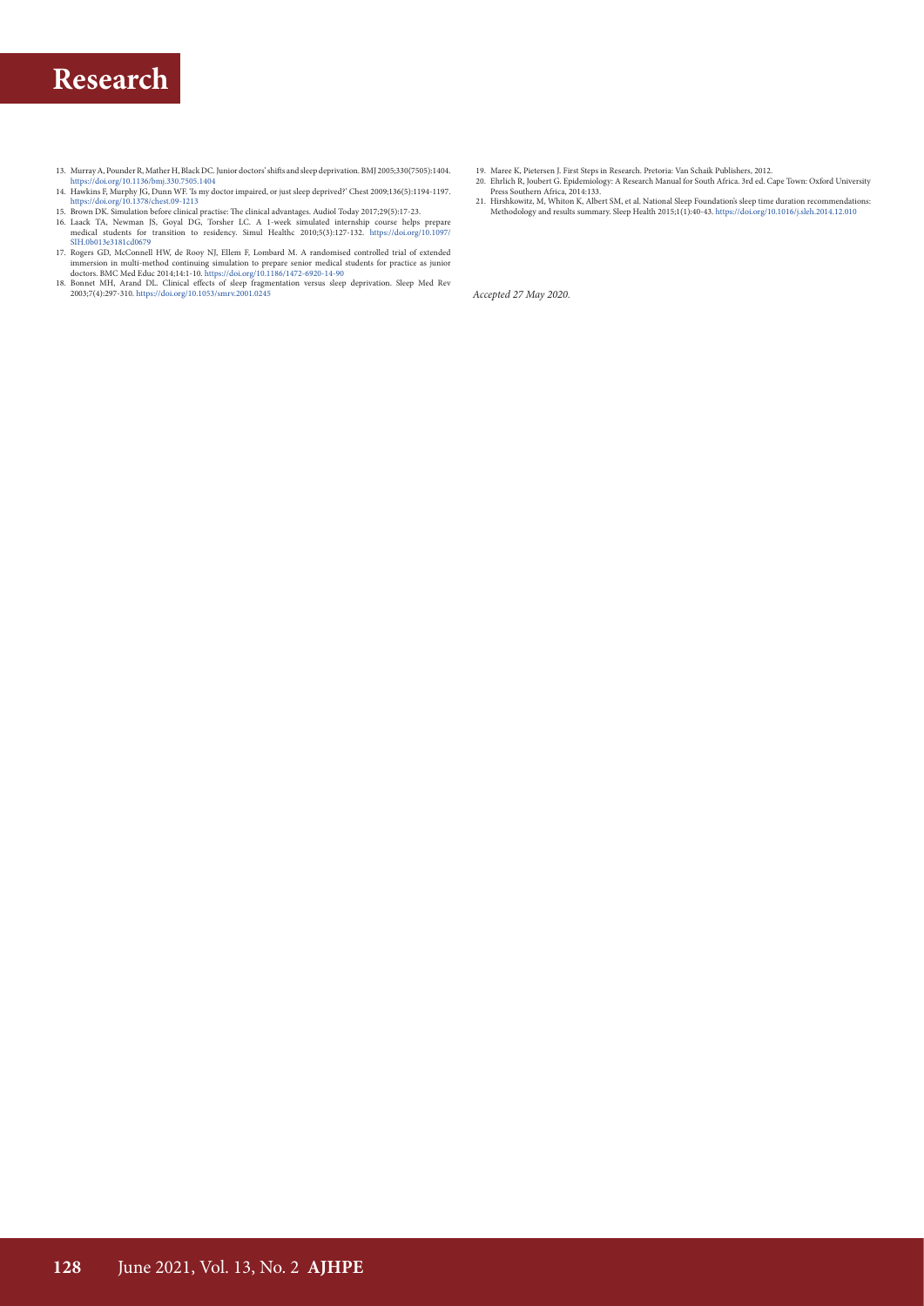13. Murray A, Pounder R, Mather H, Black DC. Junior doctors' shifts and sleep deprivation. BMJ 2005;330(7505):1404. https://doi.org/10.1136/bmj.330.7505.1404
14. Hawkins F, Murphy JG, Dunn WF. 'Is my doctor impaired, or just sleep deprived?' Chest 2009;136(5):1194-1197. https://doi.org/10.1378/chest.09-1213
15. Brown DK. Simulation before clinical practise: The clinical advantages. Audiol Today 2017;29(5):17-23.
16. Laack TA, Newman JS, Goyal DG, Torsher LC. A 1-week simulated internship course helps prepare medical students for transition to residency. Simul Healthc 2010;5(3):127-132. https://doi.org/10.1097/SIH.0b013e3181cd0679
17. Rogers GD, McConnell HW, de Rooy NJ, Ellem F, Lombard M. A randomised controlled trial of extended immersion in multi-method continuing simulation to prepare senior medical students for practice as junior doctors. BMC Med Educ 2014;14:1-10. https://doi.org/10.1186/1472-6920-14-90
18. Bonnet MH, Arand DL. Clinical effects of sleep fragmentation versus sleep deprivation. Sleep Med Rev 2003;7(4):297-310. https://doi.org/10.1053/smrv.2001.0245
19. Maree K, Pietersen J. First Steps in Research. Pretoria: Van Schaik Publishers, 2012.
20. Ehrlich R, Joubert G. Epidemiology: A Research Manual for South Africa. 3rd ed. Cape Town: Oxford University Press Southern Africa, 2014:133.
21. Hirshkowitz, M, Whiton K, Albert SM, et al. National Sleep Foundation's sleep time duration recommendations: Methodology and results summary. Sleep Health 2015;1(1):40-43. https://doi.org/10.1016/j.sleh.2014.12.010

*Accepted 27 May 2020.*